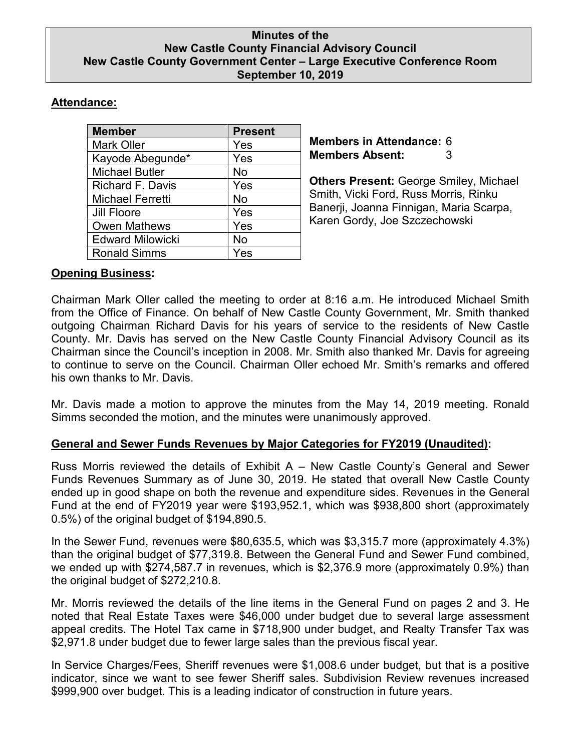# Minutes of the
# New Castle County Financial Advisory Council
# New Castle County Government Center – Large Executive Conference Room
# September 10, 2019

**Attendance:**

| Member | Present |
|---|---|
| Mark Oller | Yes |
| Kayode Abegunde* | Yes |
| Michael Butler | No |
| Richard F. Davis | Yes |
| Michael Ferretti | No |
| Jill Floore | Yes |
| Owen Mathews | Yes |
| Edward Milowicki | No |
| Ronald Simms | Yes |

**Members in Attendance:** 6
**Members Absent:** 3

**Others Present:** George Smiley, Michael Smith, Vicki Ford, Russ Morris, Rinku Banerji, Joanna Finnigan, Maria Scarpa, Karen Gordy, Joe Szczechowski

**Opening Business:**

Chairman Mark Oller called the meeting to order at 8:16 a.m. He introduced Michael Smith from the Office of Finance. On behalf of New Castle County Government, Mr. Smith thanked outgoing Chairman Richard Davis for his years of service to the residents of New Castle County. Mr. Davis has served on the New Castle County Financial Advisory Council as its Chairman since the Council's inception in 2008. Mr. Smith also thanked Mr. Davis for agreeing to continue to serve on the Council. Chairman Oller echoed Mr. Smith's remarks and offered his own thanks to Mr. Davis.

Mr. Davis made a motion to approve the minutes from the May 14, 2019 meeting. Ronald Simms seconded the motion, and the minutes were unanimously approved.

**General and Sewer Funds Revenues by Major Categories for FY2019 (Unaudited):**

Russ Morris reviewed the details of Exhibit A – New Castle County's General and Sewer Funds Revenues Summary as of June 30, 2019. He stated that overall New Castle County ended up in good shape on both the revenue and expenditure sides. Revenues in the General Fund at the end of FY2019 year were $193,952.1, which was $938,800 short (approximately 0.5%) of the original budget of $194,890.5.

In the Sewer Fund, revenues were $80,635.5, which was $3,315.7 more (approximately 4.3%) than the original budget of $77,319.8. Between the General Fund and Sewer Fund combined, we ended up with $274,587.7 in revenues, which is $2,376.9 more (approximately 0.9%) than the original budget of $272,210.8.

Mr. Morris reviewed the details of the line items in the General Fund on pages 2 and 3. He noted that Real Estate Taxes were $46,000 under budget due to several large assessment appeal credits. The Hotel Tax came in $718,900 under budget, and Realty Transfer Tax was $2,971.8 under budget due to fewer large sales than the previous fiscal year.

In Service Charges/Fees, Sheriff revenues were $1,008.6 under budget, but that is a positive indicator, since we want to see fewer Sheriff sales. Subdivision Review revenues increased $999,900 over budget. This is a leading indicator of construction in future years.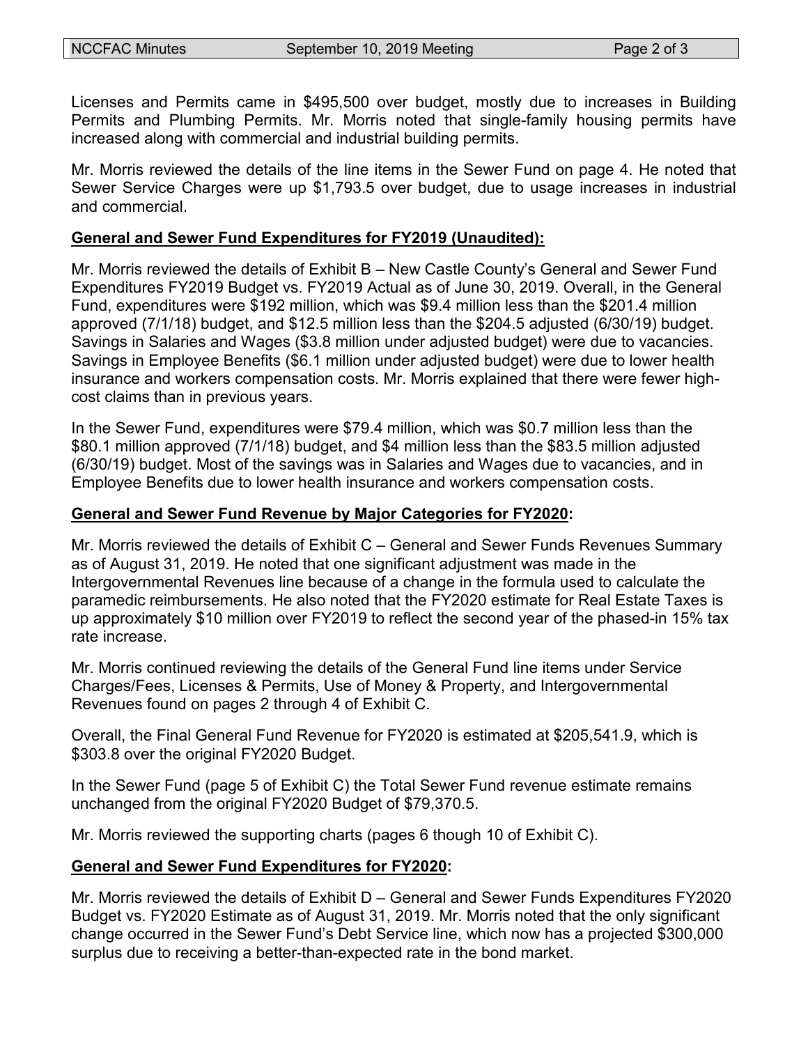Licenses and Permits came in $495,500 over budget, mostly due to increases in Building Permits and Plumbing Permits. Mr. Morris noted that single-family housing permits have increased along with commercial and industrial building permits.

Mr. Morris reviewed the details of the line items in the Sewer Fund on page 4. He noted that Sewer Service Charges were up $1,793.5 over budget, due to usage increases in industrial and commercial.

**General and Sewer Fund Expenditures for FY2019 (Unaudited):**

Mr. Morris reviewed the details of Exhibit B – New Castle County's General and Sewer Fund Expenditures FY2019 Budget vs. FY2019 Actual as of June 30, 2019. Overall, in the General Fund, expenditures were $192 million, which was $9.4 million less than the $201.4 million approved (7/1/18) budget, and $12.5 million less than the $204.5 adjusted (6/30/19) budget. Savings in Salaries and Wages ($3.8 million under adjusted budget) were due to vacancies. Savings in Employee Benefits ($6.1 million under adjusted budget) were due to lower health insurance and workers compensation costs. Mr. Morris explained that there were fewer high-cost claims than in previous years.

In the Sewer Fund, expenditures were $79.4 million, which was $0.7 million less than the $80.1 million approved (7/1/18) budget, and $4 million less than the $83.5 million adjusted (6/30/19) budget. Most of the savings was in Salaries and Wages due to vacancies, and in Employee Benefits due to lower health insurance and workers compensation costs.

**General and Sewer Fund Revenue by Major Categories for FY2020:**

Mr. Morris reviewed the details of Exhibit C – General and Sewer Funds Revenues Summary as of August 31, 2019. He noted that one significant adjustment was made in the Intergovernmental Revenues line because of a change in the formula used to calculate the paramedic reimbursements. He also noted that the FY2020 estimate for Real Estate Taxes is up approximately $10 million over FY2019 to reflect the second year of the phased-in 15% tax rate increase.

Mr. Morris continued reviewing the details of the General Fund line items under Service Charges/Fees, Licenses & Permits, Use of Money & Property, and Intergovernmental Revenues found on pages 2 through 4 of Exhibit C.

Overall, the Final General Fund Revenue for FY2020 is estimated at $205,541.9, which is $303.8 over the original FY2020 Budget.

In the Sewer Fund (page 5 of Exhibit C) the Total Sewer Fund revenue estimate remains unchanged from the original FY2020 Budget of $79,370.5.

Mr. Morris reviewed the supporting charts (pages 6 though 10 of Exhibit C).

**General and Sewer Fund Expenditures for FY2020:**

Mr. Morris reviewed the details of Exhibit D – General and Sewer Funds Expenditures FY2020 Budget vs. FY2020 Estimate as of August 31, 2019. Mr. Morris noted that the only significant change occurred in the Sewer Fund's Debt Service line, which now has a projected $300,000 surplus due to receiving a better-than-expected rate in the bond market.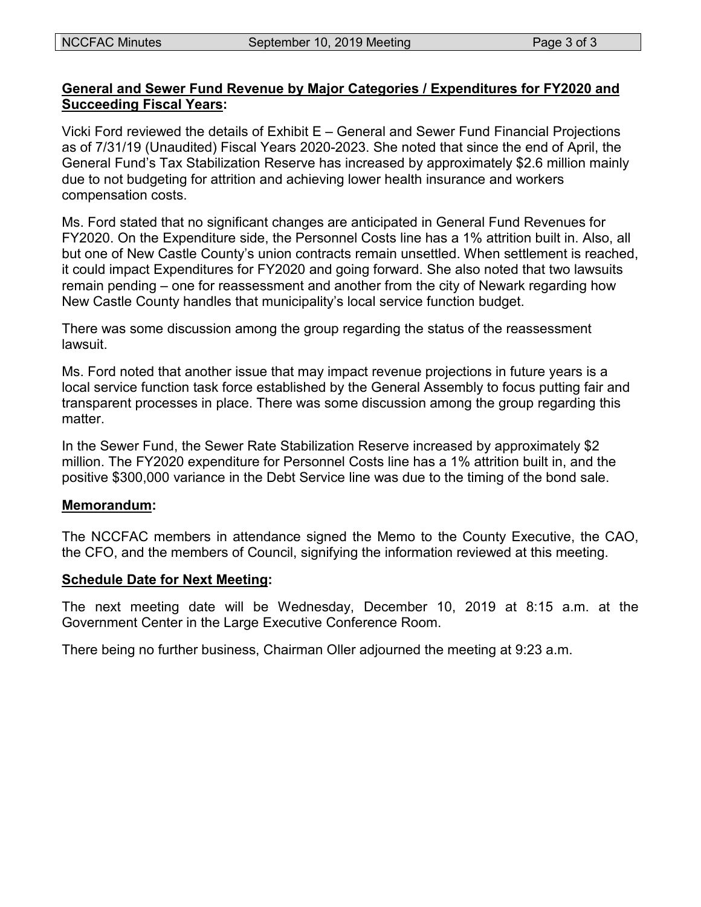**<u>General and Sewer Fund Revenue by Major Categories / Expenditures for FY2020 and Succeeding Fiscal Years</u>:**

Vicki Ford reviewed the details of Exhibit E – General and Sewer Fund Financial Projections as of 7/31/19 (Unaudited) Fiscal Years 2020-2023. She noted that since the end of April, the General Fund's Tax Stabilization Reserve has increased by approximately $2.6 million mainly due to not budgeting for attrition and achieving lower health insurance and workers compensation costs.

Ms. Ford stated that no significant changes are anticipated in General Fund Revenues for FY2020. On the Expenditure side, the Personnel Costs line has a 1% attrition built in. Also, all but one of New Castle County's union contracts remain unsettled. When settlement is reached, it could impact Expenditures for FY2020 and going forward. She also noted that two lawsuits remain pending – one for reassessment and another from the city of Newark regarding how New Castle County handles that municipality's local service function budget.

There was some discussion among the group regarding the status of the reassessment lawsuit.

Ms. Ford noted that another issue that may impact revenue projections in future years is a local service function task force established by the General Assembly to focus putting fair and transparent processes in place. There was some discussion among the group regarding this matter.

In the Sewer Fund, the Sewer Rate Stabilization Reserve increased by approximately $2 million. The FY2020 expenditure for Personnel Costs line has a 1% attrition built in, and the positive $300,000 variance in the Debt Service line was due to the timing of the bond sale.

**<u>Memorandum</u>:**

The NCCFAC members in attendance signed the Memo to the County Executive, the CAO, the CFO, and the members of Council, signifying the information reviewed at this meeting.

**<u>Schedule Date for Next Meeting</u>:**

The next meeting date will be Wednesday, December 10, 2019 at 8:15 a.m. at the Government Center in the Large Executive Conference Room.

There being no further business, Chairman Oller adjourned the meeting at 9:23 a.m.